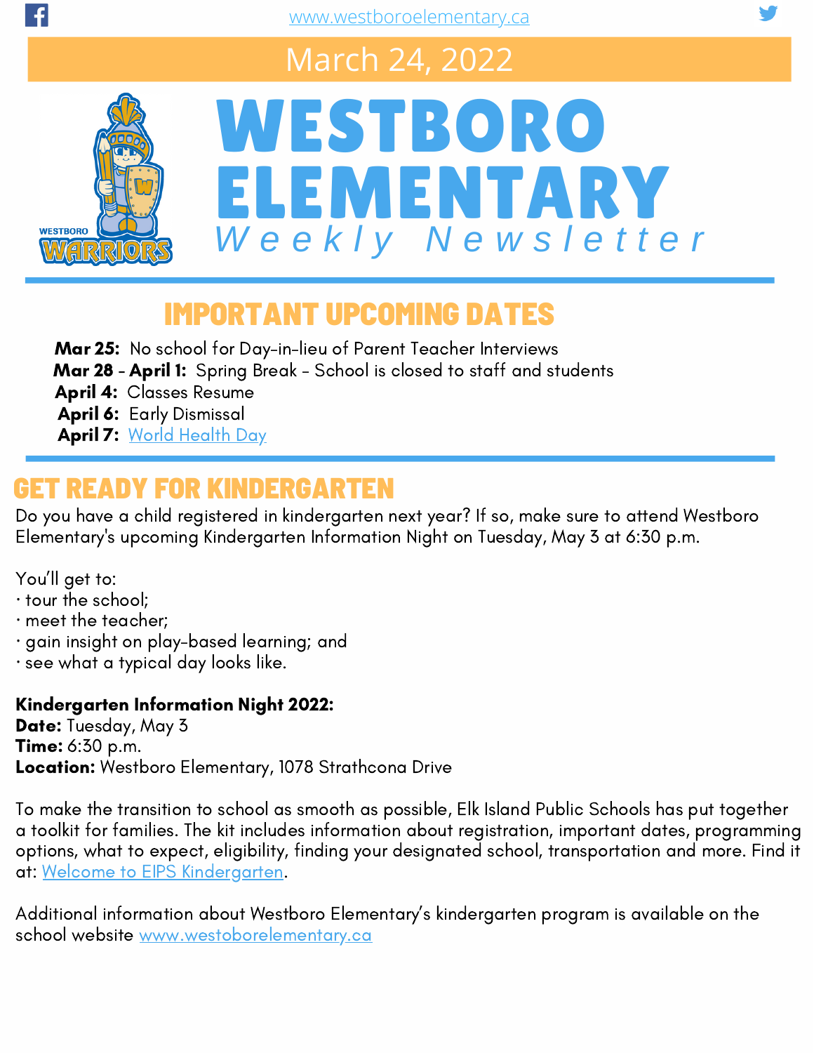www.westboroelementary.ca

March 24, 2022

# WESTBORO ELEMENTARY

*Weekly Newsletter*

## IMPORTANT UPCOMING DATES

**Mar 25:** No school for Day-in-lieu of Parent Teacher Interviews
**Mar 28 - April 1:** Spring Break - School is closed to staff and students
**April 4:** Classes Resume
**April 6:** Early Dismissal
**April 7:** World Health Day

## GET READY FOR KINDERGARTEN

Do you have a child registered in kindergarten next year? If so, make sure to attend Westboro Elementary's upcoming Kindergarten Information Night on Tuesday, May 3 at 6:30 p.m.

You'll get to:
- tour the school;
- meet the teacher;
- gain insight on play-based learning; and
- see what a typical day looks like.

**Kindergarten Information Night 2022:**
**Date:** Tuesday, May 3
**Time:** 6:30 p.m.
**Location:** Westboro Elementary, 1078 Strathcona Drive

To make the transition to school as smooth as possible, Elk Island Public Schools has put together a toolkit for families. The kit includes information about registration, important dates, programming options, what to expect, eligibility, finding your designated school, transportation and more. Find it at: Welcome to EIPS Kindergarten.

Additional information about Westboro Elementary's kindergarten program is available on the school website www.westoborelementary.ca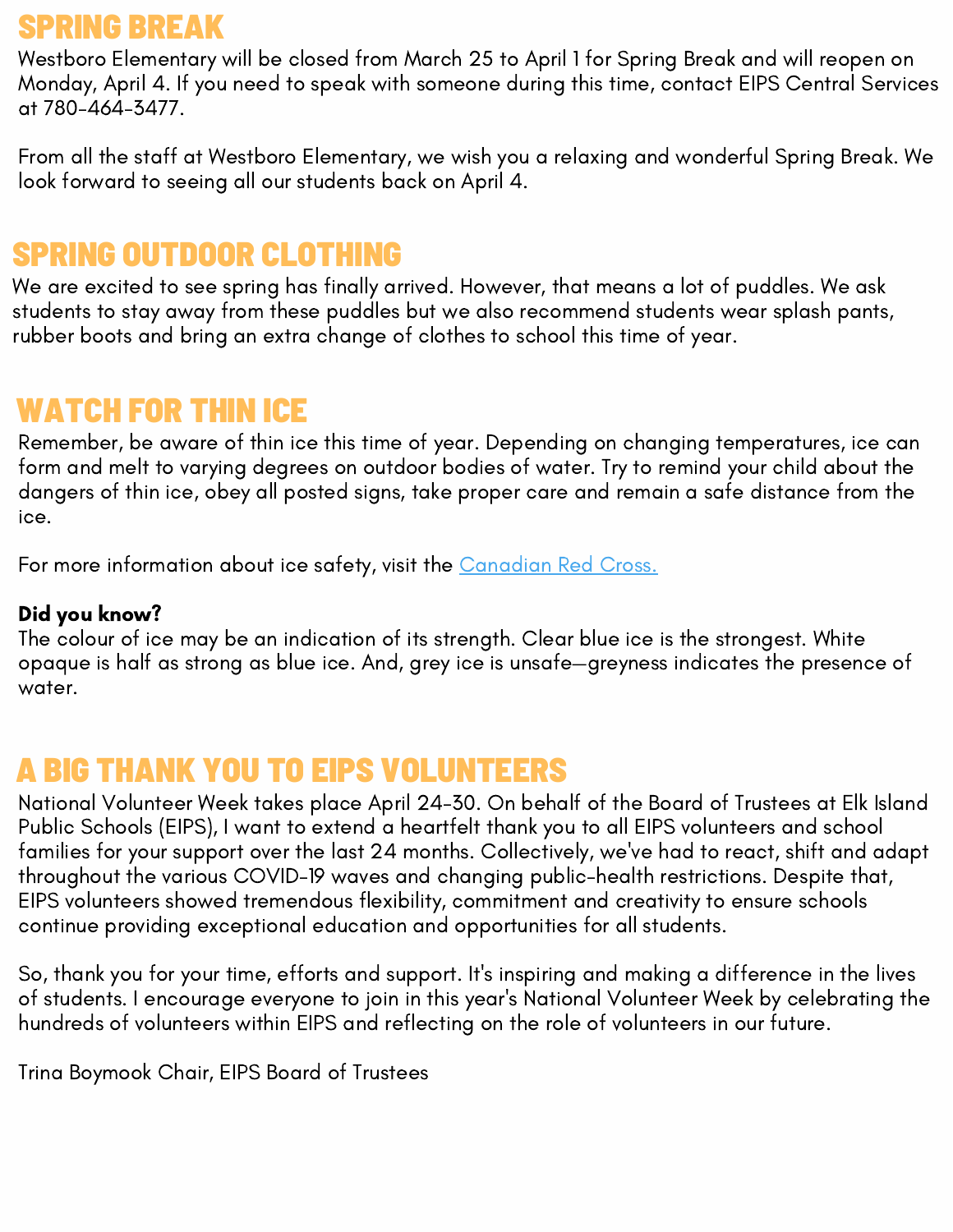## SPRING BREAK

Westboro Elementary will be closed from March 25 to April 1 for Spring Break and will reopen on Monday, April 4. If you need to speak with someone during this time, contact EIPS Central Services at 780-464-3477.

From all the staff at Westboro Elementary, we wish you a relaxing and wonderful Spring Break. We look forward to seeing all our students back on April 4.

## SPRING OUTDOOR CLOTHING

We are excited to see spring has finally arrived. However, that means a lot of puddles. We ask students to stay away from these puddles but we also recommend students wear splash pants, rubber boots and bring an extra change of clothes to school this time of year.

## WATCH FOR THIN ICE

Remember, be aware of thin ice this time of year. Depending on changing temperatures, ice can form and melt to varying degrees on outdoor bodies of water. Try to remind your child about the dangers of thin ice, obey all posted signs, take proper care and remain a safe distance from the ice.

For more information about ice safety, visit the Canadian Red Cross.

**Did you know?**
The colour of ice may be an indication of its strength. Clear blue ice is the strongest. White opaque is half as strong as blue ice. And, grey ice is unsafe—greyness indicates the presence of water.

## A BIG THANK YOU TO EIPS VOLUNTEERS

National Volunteer Week takes place April 24-30. On behalf of the Board of Trustees at Elk Island Public Schools (EIPS), I want to extend a heartfelt thank you to all EIPS volunteers and school families for your support over the last 24 months. Collectively, we've had to react, shift and adapt throughout the various COVID-19 waves and changing public-health restrictions. Despite that, EIPS volunteers showed tremendous flexibility, commitment and creativity to ensure schools continue providing exceptional education and opportunities for all students.

So, thank you for your time, efforts and support. It's inspiring and making a difference in the lives of students. I encourage everyone to join in this year's National Volunteer Week by celebrating the hundreds of volunteers within EIPS and reflecting on the role of volunteers in our future.

Trina Boymook Chair, EIPS Board of Trustees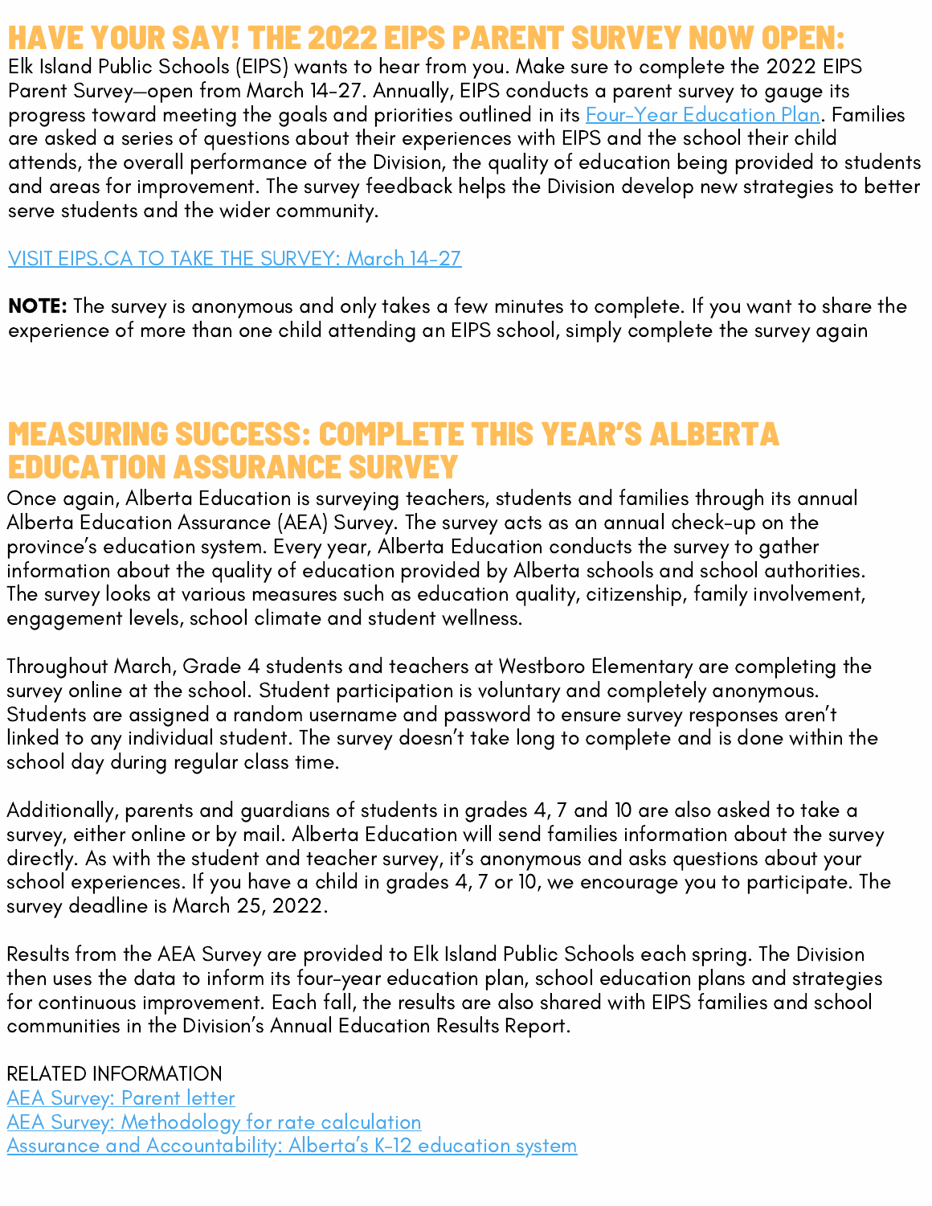# HAVE YOUR SAY! THE 2022 EIPS PARENT SURVEY NOW OPEN:

Elk Island Public Schools (EIPS) wants to hear from you. Make sure to complete the 2022 EIPS Parent Survey—open from March 14-27. Annually, EIPS conducts a parent survey to gauge its progress toward meeting the goals and priorities outlined in its Four-Year Education Plan. Families are asked a series of questions about their experiences with EIPS and the school their child attends, the overall performance of the Division, the quality of education being provided to students and areas for improvement. The survey feedback helps the Division develop new strategies to better serve students and the wider community.

VISIT EIPS.CA TO TAKE THE SURVEY: March 14-27

**NOTE:** The survey is anonymous and only takes a few minutes to complete. If you want to share the experience of more than one child attending an EIPS school, simply complete the survey again

# MEASURING SUCCESS: COMPLETE THIS YEAR'S ALBERTA EDUCATION ASSURANCE SURVEY

Once again, Alberta Education is surveying teachers, students and families through its annual Alberta Education Assurance (AEA) Survey. The survey acts as an annual check-up on the province's education system. Every year, Alberta Education conducts the survey to gather information about the quality of education provided by Alberta schools and school authorities. The survey looks at various measures such as education quality, citizenship, family involvement, engagement levels, school climate and student wellness.

Throughout March, Grade 4 students and teachers at Westboro Elementary are completing the survey online at the school. Student participation is voluntary and completely anonymous. Students are assigned a random username and password to ensure survey responses aren't linked to any individual student. The survey doesn't take long to complete and is done within the school day during regular class time.

Additionally, parents and guardians of students in grades 4, 7 and 10 are also asked to take a survey, either online or by mail. Alberta Education will send families information about the survey directly. As with the student and teacher survey, it's anonymous and asks questions about your school experiences. If you have a child in grades 4, 7 or 10, we encourage you to participate. The survey deadline is March 25, 2022.

Results from the AEA Survey are provided to Elk Island Public Schools each spring. The Division then uses the data to inform its four-year education plan, school education plans and strategies for continuous improvement. Each fall, the results are also shared with EIPS families and school communities in the Division's Annual Education Results Report.

RELATED INFORMATION

AEA Survey: Parent letter

AEA Survey: Methodology for rate calculation

Assurance and Accountability: Alberta's K-12 education system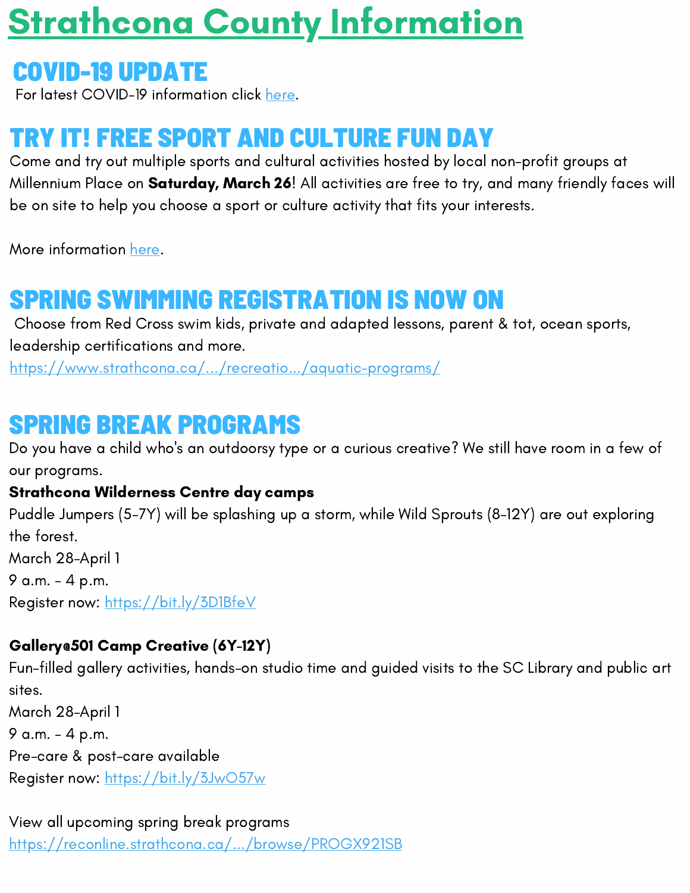# Strathcona County Information

## COVID-19 UPDATE

For latest COVID-19 information click here.

## TRY IT! FREE SPORT AND CULTURE FUN DAY

Come and try out multiple sports and cultural activities hosted by local non-profit groups at Millennium Place on **Saturday, March 26**! All activities are free to try, and many friendly faces will be on site to help you choose a sport or culture activity that fits your interests.

More information here.

## SPRING SWIMMING REGISTRATION IS NOW ON

Choose from Red Cross swim kids, private and adapted lessons, parent & tot, ocean sports, leadership certifications and more.
https://www.strathcona.ca/.../recreatio.../aquatic-programs/

## SPRING BREAK PROGRAMS

Do you have a child who's an outdoorsy type or a curious creative? We still have room in a few of our programs.

**Strathcona Wilderness Centre day camps**
Puddle Jumpers (5-7Y) will be splashing up a storm, while Wild Sprouts (8-12Y) are out exploring the forest.
March 28-April 1
9 a.m. - 4 p.m.
Register now: https://bit.ly/3D1BfeV

**Gallery@501 Camp Creative (6Y-12Y)**
Fun-filled gallery activities, hands-on studio time and guided visits to the SC Library and public art sites.
March 28-April 1
9 a.m. - 4 p.m.
Pre-care & post-care available
Register now: https://bit.ly/3JwO57w

View all upcoming spring break programs
https://reconline.strathcona.ca/.../browse/PROGX921SB